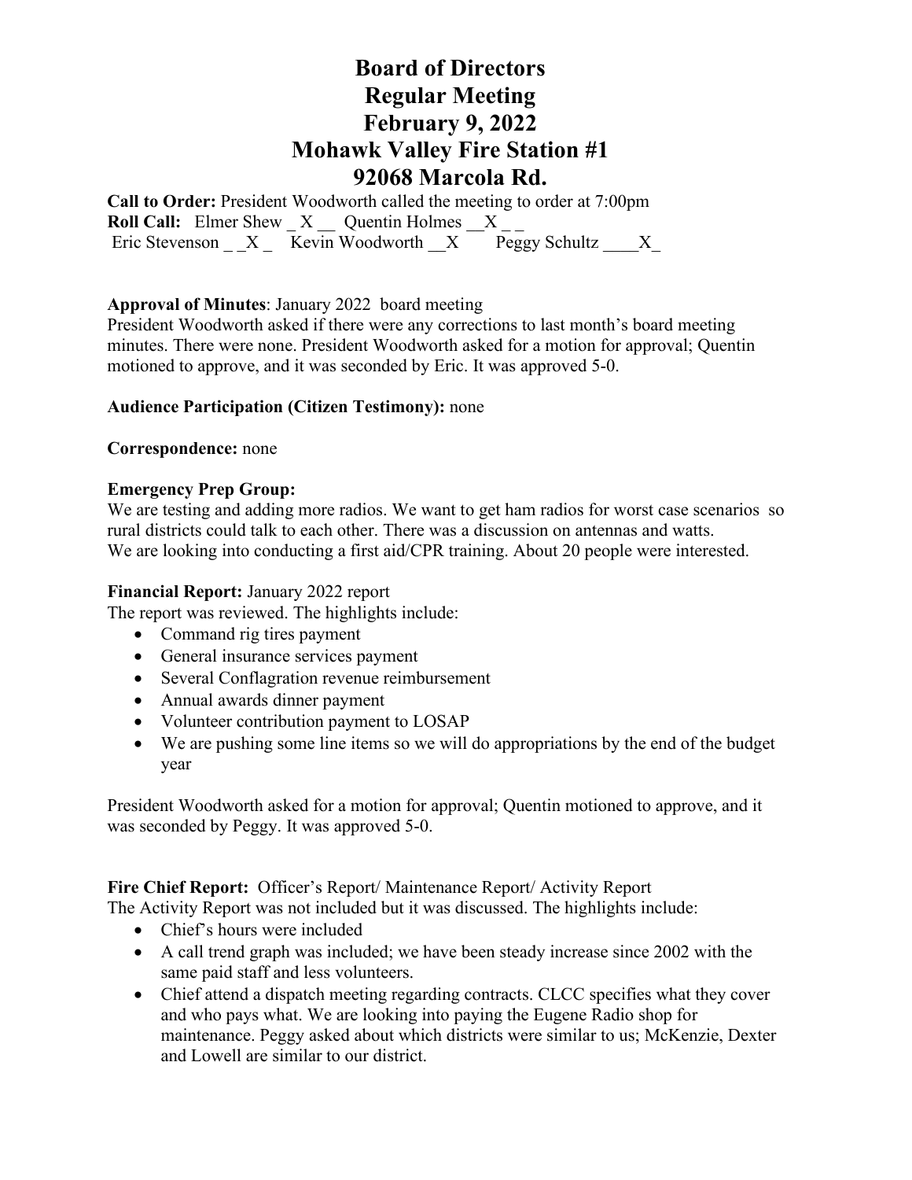# Board of Directors
# Regular Meeting
# February 9, 2022
# Mohawk Valley Fire Station #1
# 92068 Marcola Rd.

**Call to Order:** President Woodworth called the meeting to order at 7:00pm
**Roll Call:** Elmer Shew _ X __ Quentin Holmes __X _ _
Eric Stevenson _ _X _ Kevin Woodworth __X Peggy Schultz ____X_

**Approval of Minutes**: January 2022 board meeting
President Woodworth asked if there were any corrections to last month's board meeting minutes. There were none. President Woodworth asked for a motion for approval; Quentin motioned to approve, and it was seconded by Eric. It was approved 5-0.

**Audience Participation (Citizen Testimony):** none

**Correspondence:** none

**Emergency Prep Group:**
We are testing and adding more radios. We want to get ham radios for worst case scenarios so rural districts could talk to each other. There was a discussion on antennas and watts.
We are looking into conducting a first aid/CPR training. About 20 people were interested.

**Financial Report:** January 2022 report
The report was reviewed. The highlights include:

- Command rig tires payment
- General insurance services payment
- Several Conflagration revenue reimbursement
- Annual awards dinner payment
- Volunteer contribution payment to LOSAP
- We are pushing some line items so we will do appropriations by the end of the budget year

President Woodworth asked for a motion for approval; Quentin motioned to approve, and it was seconded by Peggy. It was approved 5-0.

**Fire Chief Report:** Officer's Report/ Maintenance Report/ Activity Report
The Activity Report was not included but it was discussed. The highlights include:

- Chief's hours were included
- A call trend graph was included; we have been steady increase since 2002 with the same paid staff and less volunteers.
- Chief attend a dispatch meeting regarding contracts. CLCC specifies what they cover and who pays what. We are looking into paying the Eugene Radio shop for maintenance. Peggy asked about which districts were similar to us; McKenzie, Dexter and Lowell are similar to our district.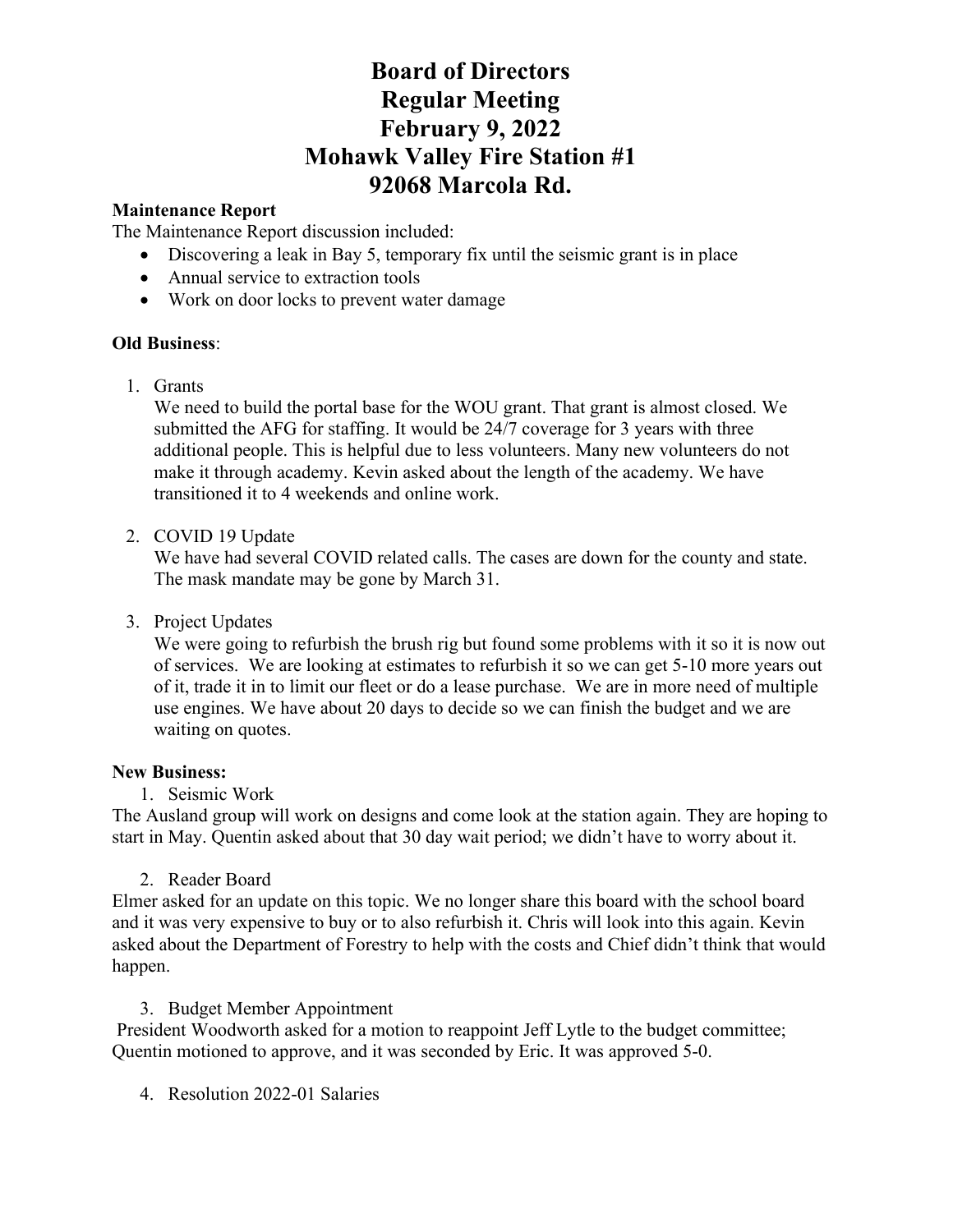# Board of Directors
# Regular Meeting
# February 9, 2022
# Mohawk Valley Fire Station #1
# 92068 Marcola Rd.

**Maintenance Report**

The Maintenance Report discussion included:

- Discovering a leak in Bay 5, temporary fix until the seismic grant is in place
- Annual service to extraction tools
- Work on door locks to prevent water damage

**Old Business**:

1. Grants

   We need to build the portal base for the WOU grant. That grant is almost closed. We submitted the AFG for staffing. It would be 24/7 coverage for 3 years with three additional people. This is helpful due to less volunteers. Many new volunteers do not make it through academy. Kevin asked about the length of the academy. We have transitioned it to 4 weekends and online work.

2. COVID 19 Update

   We have had several COVID related calls. The cases are down for the county and state. The mask mandate may be gone by March 31.

3. Project Updates

   We were going to refurbish the brush rig but found some problems with it so it is now out of services. We are looking at estimates to refurbish it so we can get 5-10 more years out of it, trade it in to limit our fleet or do a lease purchase. We are in more need of multiple use engines. We have about 20 days to decide so we can finish the budget and we are waiting on quotes.

**New Business:**

1. Seismic Work

The Ausland group will work on designs and come look at the station again. They are hoping to start in May. Quentin asked about that 30 day wait period; we didn't have to worry about it.

2. Reader Board

Elmer asked for an update on this topic. We no longer share this board with the school board and it was very expensive to buy or to also refurbish it. Chris will look into this again. Kevin asked about the Department of Forestry to help with the costs and Chief didn't think that would happen.

3. Budget Member Appointment

President Woodworth asked for a motion to reappoint Jeff Lytle to the budget committee; Quentin motioned to approve, and it was seconded by Eric. It was approved 5-0.

4. Resolution 2022-01 Salaries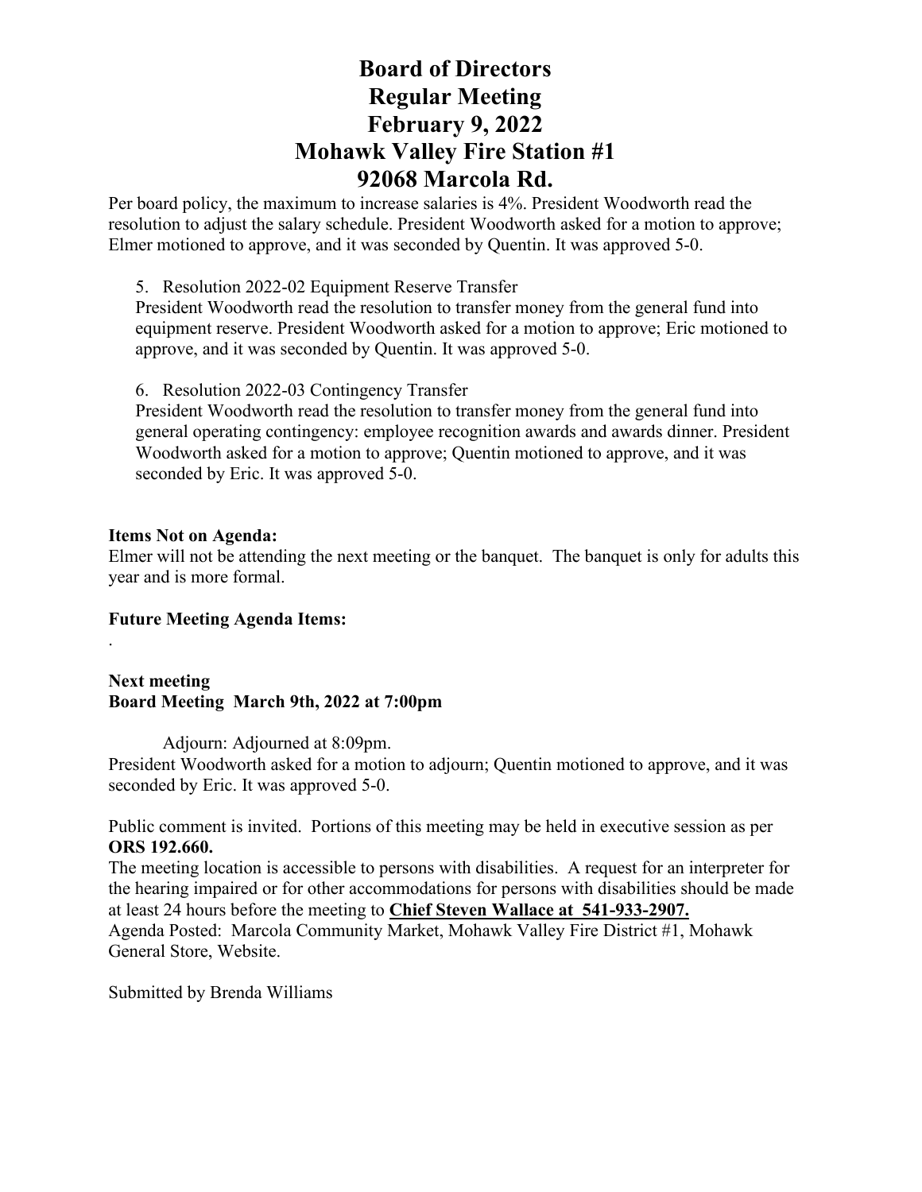# Board of Directors
# Regular Meeting
# February 9, 2022
# Mohawk Valley Fire Station #1
# 92068 Marcola Rd.

Per board policy, the maximum to increase salaries is 4%. President Woodworth read the resolution to adjust the salary schedule. President Woodworth asked for a motion to approve; Elmer motioned to approve, and it was seconded by Quentin. It was approved 5-0.

5. Resolution 2022-02 Equipment Reserve Transfer
   President Woodworth read the resolution to transfer money from the general fund into equipment reserve. President Woodworth asked for a motion to approve; Eric motioned to approve, and it was seconded by Quentin. It was approved 5-0.

6. Resolution 2022-03 Contingency Transfer
   President Woodworth read the resolution to transfer money from the general fund into general operating contingency: employee recognition awards and awards dinner. President Woodworth asked for a motion to approve; Quentin motioned to approve, and it was seconded by Eric. It was approved 5-0.

**Items Not on Agenda:**

Elmer will not be attending the next meeting or the banquet. The banquet is only for adults this year and is more formal.

**Future Meeting Agenda Items:**

.

**Next meeting**
**Board Meeting March 9th, 2022 at 7:00pm**

Adjourn: Adjourned at 8:09pm.

President Woodworth asked for a motion to adjourn; Quentin motioned to approve, and it was seconded by Eric. It was approved 5-0.

Public comment is invited. Portions of this meeting may be held in executive session as per **ORS 192.660.**

The meeting location is accessible to persons with disabilities. A request for an interpreter for the hearing impaired or for other accommodations for persons with disabilities should be made at least 24 hours before the meeting to **Chief Steven Wallace at 541-933-2907.**

Agenda Posted: Marcola Community Market, Mohawk Valley Fire District #1, Mohawk General Store, Website.

Submitted by Brenda Williams